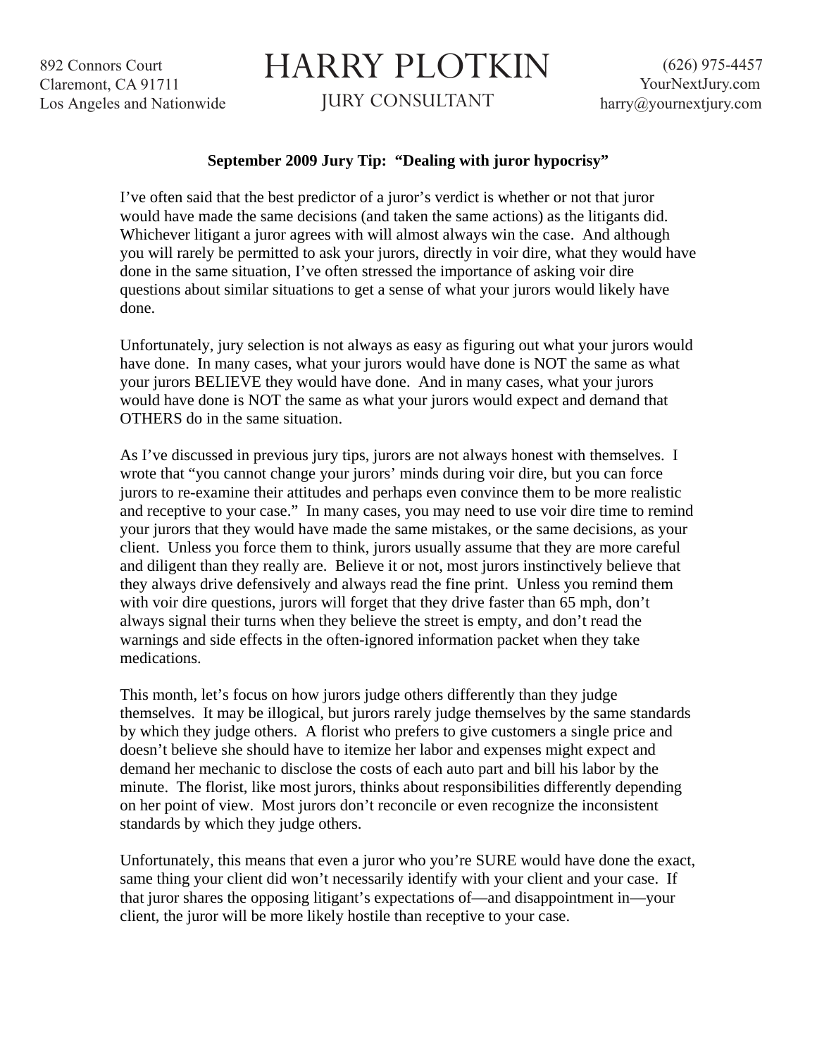892 Connors Court
Claremont, CA 91711
Los Angeles and Nationwide

# HARRY PLOTKIN

JURY CONSULTANT

(626) 975-4457
YourNextJury.com
harry@yournextjury.com

**September 2009 Jury Tip: "Dealing with juror hypocrisy"**

I've often said that the best predictor of a juror's verdict is whether or not that juror would have made the same decisions (and taken the same actions) as the litigants did. Whichever litigant a juror agrees with will almost always win the case. And although you will rarely be permitted to ask your jurors, directly in voir dire, what they would have done in the same situation, I've often stressed the importance of asking voir dire questions about similar situations to get a sense of what your jurors would likely have done.

Unfortunately, jury selection is not always as easy as figuring out what your jurors would have done. In many cases, what your jurors would have done is NOT the same as what your jurors BELIEVE they would have done. And in many cases, what your jurors would have done is NOT the same as what your jurors would expect and demand that OTHERS do in the same situation.

As I've discussed in previous jury tips, jurors are not always honest with themselves. I wrote that "you cannot change your jurors' minds during voir dire, but you can force jurors to re-examine their attitudes and perhaps even convince them to be more realistic and receptive to your case." In many cases, you may need to use voir dire time to remind your jurors that they would have made the same mistakes, or the same decisions, as your client. Unless you force them to think, jurors usually assume that they are more careful and diligent than they really are. Believe it or not, most jurors instinctively believe that they always drive defensively and always read the fine print. Unless you remind them with voir dire questions, jurors will forget that they drive faster than 65 mph, don't always signal their turns when they believe the street is empty, and don't read the warnings and side effects in the often-ignored information packet when they take medications.

This month, let's focus on how jurors judge others differently than they judge themselves. It may be illogical, but jurors rarely judge themselves by the same standards by which they judge others. A florist who prefers to give customers a single price and doesn't believe she should have to itemize her labor and expenses might expect and demand her mechanic to disclose the costs of each auto part and bill his labor by the minute. The florist, like most jurors, thinks about responsibilities differently depending on her point of view. Most jurors don't reconcile or even recognize the inconsistent standards by which they judge others.

Unfortunately, this means that even a juror who you're SURE would have done the exact, same thing your client did won't necessarily identify with your client and your case. If that juror shares the opposing litigant's expectations of—and disappointment in—your client, the juror will be more likely hostile than receptive to your case.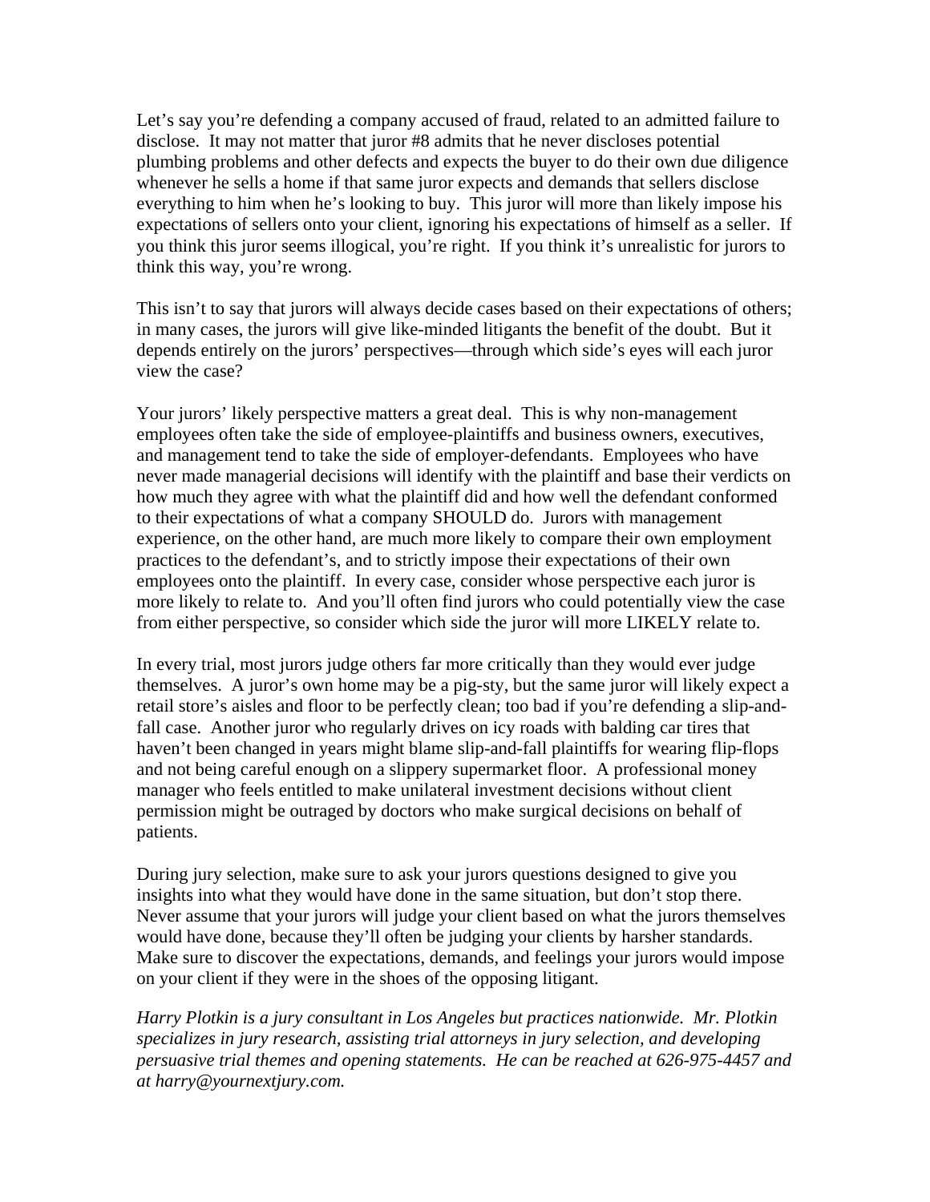Let's say you're defending a company accused of fraud, related to an admitted failure to disclose. It may not matter that juror #8 admits that he never discloses potential plumbing problems and other defects and expects the buyer to do their own due diligence whenever he sells a home if that same juror expects and demands that sellers disclose everything to him when he's looking to buy. This juror will more than likely impose his expectations of sellers onto your client, ignoring his expectations of himself as a seller. If you think this juror seems illogical, you're right. If you think it's unrealistic for jurors to think this way, you're wrong.

This isn't to say that jurors will always decide cases based on their expectations of others; in many cases, the jurors will give like-minded litigants the benefit of the doubt. But it depends entirely on the jurors' perspectives—through which side's eyes will each juror view the case?

Your jurors' likely perspective matters a great deal. This is why non-management employees often take the side of employee-plaintiffs and business owners, executives, and management tend to take the side of employer-defendants. Employees who have never made managerial decisions will identify with the plaintiff and base their verdicts on how much they agree with what the plaintiff did and how well the defendant conformed to their expectations of what a company SHOULD do. Jurors with management experience, on the other hand, are much more likely to compare their own employment practices to the defendant's, and to strictly impose their expectations of their own employees onto the plaintiff. In every case, consider whose perspective each juror is more likely to relate to. And you'll often find jurors who could potentially view the case from either perspective, so consider which side the juror will more LIKELY relate to.

In every trial, most jurors judge others far more critically than they would ever judge themselves. A juror's own home may be a pig-sty, but the same juror will likely expect a retail store's aisles and floor to be perfectly clean; too bad if you're defending a slip-and-fall case. Another juror who regularly drives on icy roads with balding car tires that haven't been changed in years might blame slip-and-fall plaintiffs for wearing flip-flops and not being careful enough on a slippery supermarket floor. A professional money manager who feels entitled to make unilateral investment decisions without client permission might be outraged by doctors who make surgical decisions on behalf of patients.

During jury selection, make sure to ask your jurors questions designed to give you insights into what they would have done in the same situation, but don't stop there. Never assume that your jurors will judge your client based on what the jurors themselves would have done, because they'll often be judging your clients by harsher standards. Make sure to discover the expectations, demands, and feelings your jurors would impose on your client if they were in the shoes of the opposing litigant.

*Harry Plotkin is a jury consultant in Los Angeles but practices nationwide. Mr. Plotkin specializes in jury research, assisting trial attorneys in jury selection, and developing persuasive trial themes and opening statements. He can be reached at 626-975-4457 and at harry@yournextjury.com.*